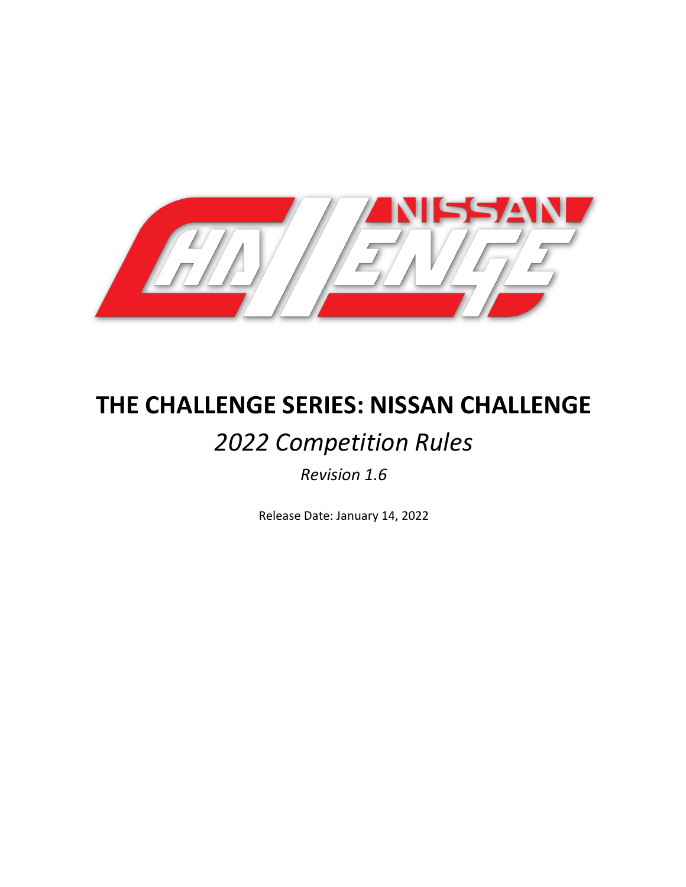# THE CHALLENGE SERIES: NISSAN CHALLENGE

## *2022 Competition Rules*

*Revision 1.6*

Release Date: January 14, 2022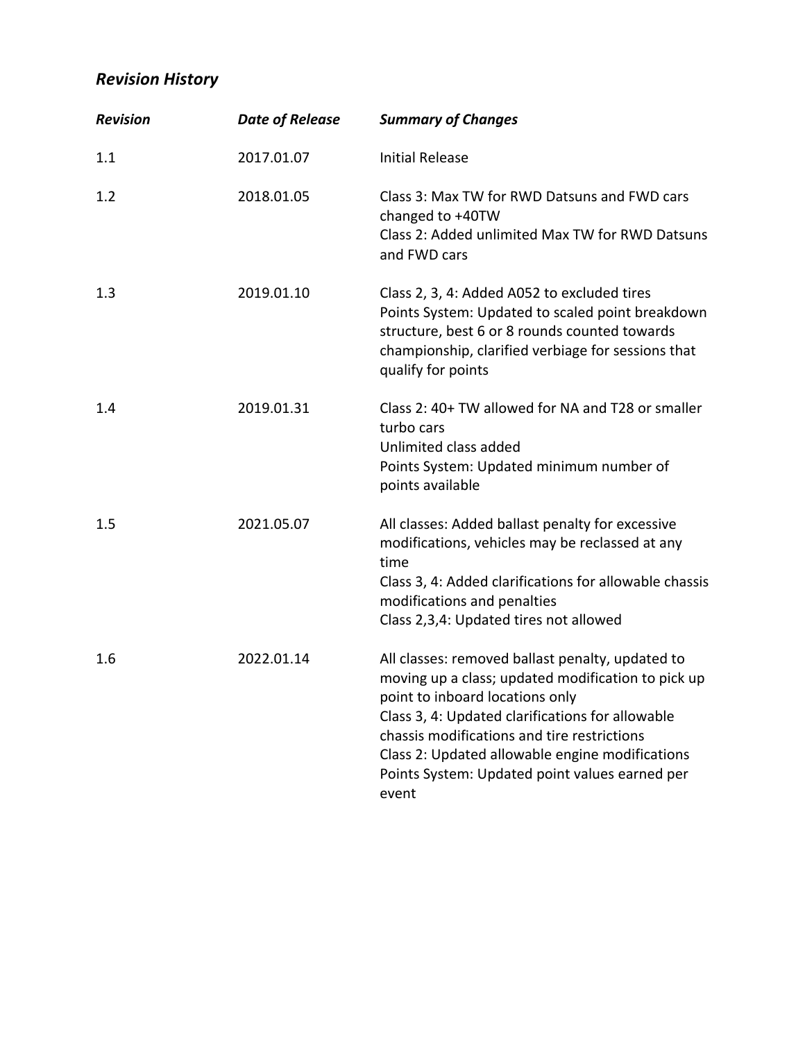## *Revision History*

| *Revision* | *Date of Release* | *Summary of Changes* |
|---|---|---|
| 1.1 | 2017.01.07 | Initial Release |
| 1.2 | 2018.01.05 | Class 3: Max TW for RWD Datsuns and FWD cars changed to +40TW<br>Class 2: Added unlimited Max TW for RWD Datsuns and FWD cars |
| 1.3 | 2019.01.10 | Class 2, 3, 4: Added A052 to excluded tires<br>Points System: Updated to scaled point breakdown structure, best 6 or 8 rounds counted towards championship, clarified verbiage for sessions that qualify for points |
| 1.4 | 2019.01.31 | Class 2: 40+ TW allowed for NA and T28 or smaller turbo cars<br>Unlimited class added<br>Points System: Updated minimum number of points available |
| 1.5 | 2021.05.07 | All classes: Added ballast penalty for excessive modifications, vehicles may be reclassed at any time<br>Class 3, 4: Added clarifications for allowable chassis modifications and penalties<br>Class 2,3,4: Updated tires not allowed |
| 1.6 | 2022.01.14 | All classes: removed ballast penalty, updated to moving up a class; updated modification to pick up point to inboard locations only<br>Class 3, 4: Updated clarifications for allowable chassis modifications and tire restrictions<br>Class 2: Updated allowable engine modifications<br>Points System: Updated point values earned per event |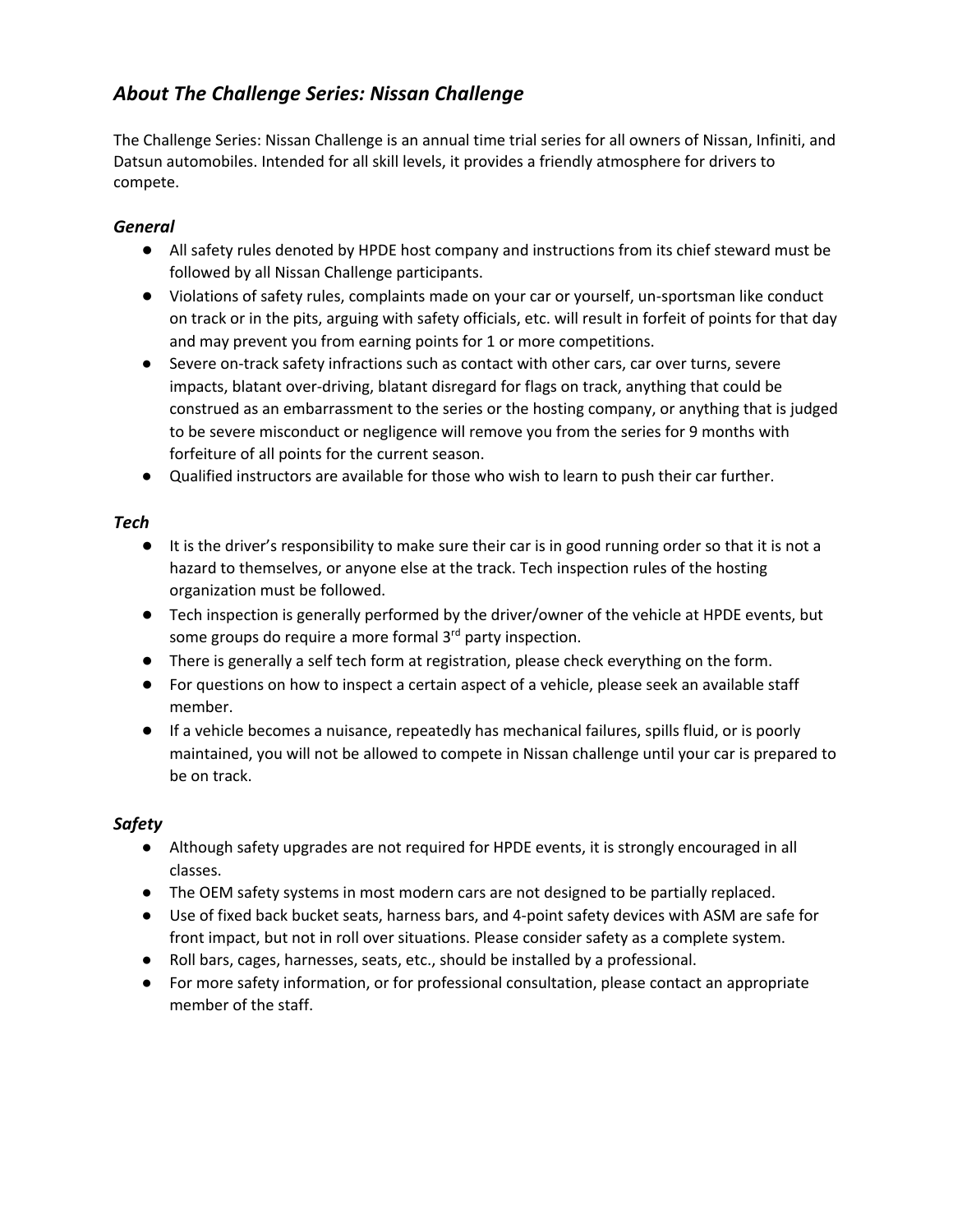## *About The Challenge Series: Nissan Challenge*

The Challenge Series: Nissan Challenge is an annual time trial series for all owners of Nissan, Infiniti, and Datsun automobiles. Intended for all skill levels, it provides a friendly atmosphere for drivers to compete.

### *General*

- All safety rules denoted by HPDE host company and instructions from its chief steward must be followed by all Nissan Challenge participants.
- Violations of safety rules, complaints made on your car or yourself, un-sportsman like conduct on track or in the pits, arguing with safety officials, etc. will result in forfeit of points for that day and may prevent you from earning points for 1 or more competitions.
- Severe on-track safety infractions such as contact with other cars, car over turns, severe impacts, blatant over-driving, blatant disregard for flags on track, anything that could be construed as an embarrassment to the series or the hosting company, or anything that is judged to be severe misconduct or negligence will remove you from the series for 9 months with forfeiture of all points for the current season.
- Qualified instructors are available for those who wish to learn to push their car further.

### *Tech*

- It is the driver's responsibility to make sure their car is in good running order so that it is not a hazard to themselves, or anyone else at the track. Tech inspection rules of the hosting organization must be followed.
- Tech inspection is generally performed by the driver/owner of the vehicle at HPDE events, but some groups do require a more formal 3rd party inspection.
- There is generally a self tech form at registration, please check everything on the form.
- For questions on how to inspect a certain aspect of a vehicle, please seek an available staff member.
- If a vehicle becomes a nuisance, repeatedly has mechanical failures, spills fluid, or is poorly maintained, you will not be allowed to compete in Nissan challenge until your car is prepared to be on track.

### *Safety*

- Although safety upgrades are not required for HPDE events, it is strongly encouraged in all classes.
- The OEM safety systems in most modern cars are not designed to be partially replaced.
- Use of fixed back bucket seats, harness bars, and 4-point safety devices with ASM are safe for front impact, but not in roll over situations. Please consider safety as a complete system.
- Roll bars, cages, harnesses, seats, etc., should be installed by a professional.
- For more safety information, or for professional consultation, please contact an appropriate member of the staff.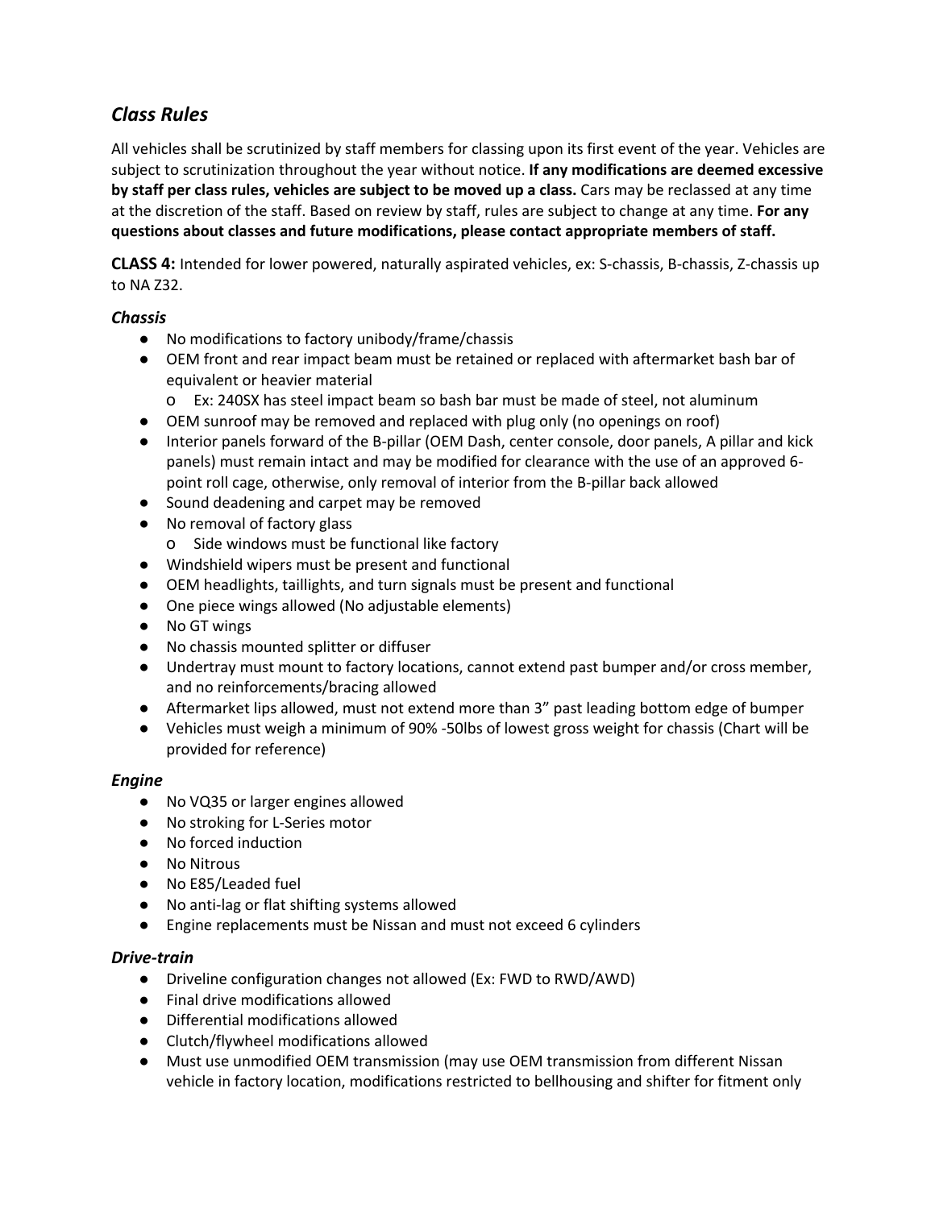## *Class Rules*

All vehicles shall be scrutinized by staff members for classing upon its first event of the year. Vehicles are subject to scrutinization throughout the year without notice. **If any modifications are deemed excessive by staff per class rules, vehicles are subject to be moved up a class.** Cars may be reclassed at any time at the discretion of the staff. Based on review by staff, rules are subject to change at any time. **For any questions about classes and future modifications, please contact appropriate members of staff.**

**CLASS 4:** Intended for lower powered, naturally aspirated vehicles, ex: S-chassis, B-chassis, Z-chassis up to NA Z32.

### *Chassis*

- No modifications to factory unibody/frame/chassis
- OEM front and rear impact beam must be retained or replaced with aftermarket bash bar of equivalent or heavier material
  - Ex: 240SX has steel impact beam so bash bar must be made of steel, not aluminum
- OEM sunroof may be removed and replaced with plug only (no openings on roof)
- Interior panels forward of the B-pillar (OEM Dash, center console, door panels, A pillar and kick panels) must remain intact and may be modified for clearance with the use of an approved 6-point roll cage, otherwise, only removal of interior from the B-pillar back allowed
- Sound deadening and carpet may be removed
- No removal of factory glass
  - Side windows must be functional like factory
- Windshield wipers must be present and functional
- OEM headlights, taillights, and turn signals must be present and functional
- One piece wings allowed (No adjustable elements)
- No GT wings
- No chassis mounted splitter or diffuser
- Undertray must mount to factory locations, cannot extend past bumper and/or cross member, and no reinforcements/bracing allowed
- Aftermarket lips allowed, must not extend more than 3" past leading bottom edge of bumper
- Vehicles must weigh a minimum of 90% -50lbs of lowest gross weight for chassis (Chart will be provided for reference)

### *Engine*

- No VQ35 or larger engines allowed
- No stroking for L-Series motor
- No forced induction
- No Nitrous
- No E85/Leaded fuel
- No anti-lag or flat shifting systems allowed
- Engine replacements must be Nissan and must not exceed 6 cylinders

### *Drive-train*

- Driveline configuration changes not allowed (Ex: FWD to RWD/AWD)
- Final drive modifications allowed
- Differential modifications allowed
- Clutch/flywheel modifications allowed
- Must use unmodified OEM transmission (may use OEM transmission from different Nissan vehicle in factory location, modifications restricted to bellhousing and shifter for fitment only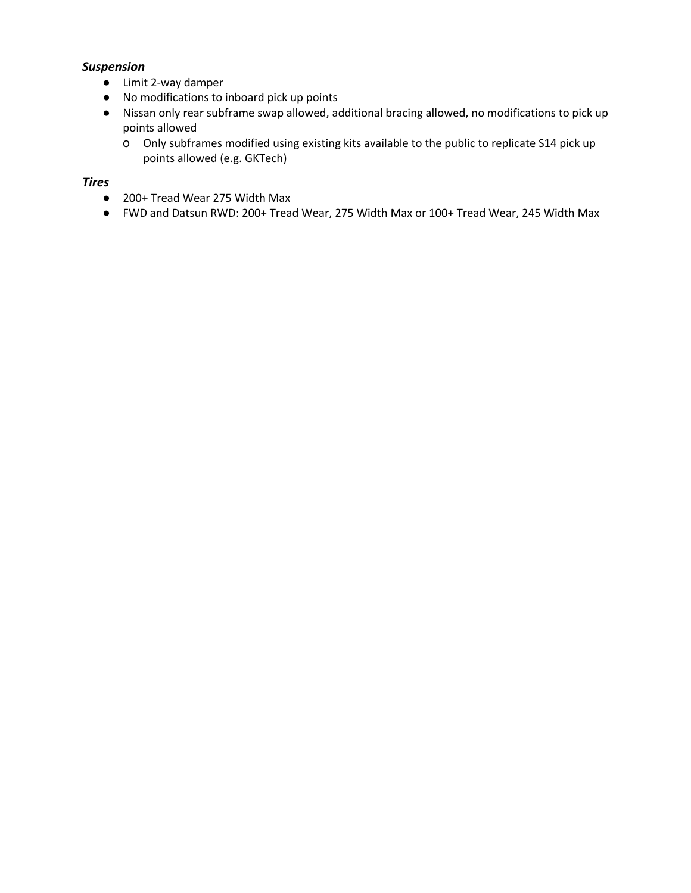***Suspension***

- Limit 2-way damper
- No modifications to inboard pick up points
- Nissan only rear subframe swap allowed, additional bracing allowed, no modifications to pick up points allowed
  - Only subframes modified using existing kits available to the public to replicate S14 pick up points allowed (e.g. GKTech)

***Tires***

- 200+ Tread Wear 275 Width Max
- FWD and Datsun RWD: 200+ Tread Wear, 275 Width Max or 100+ Tread Wear, 245 Width Max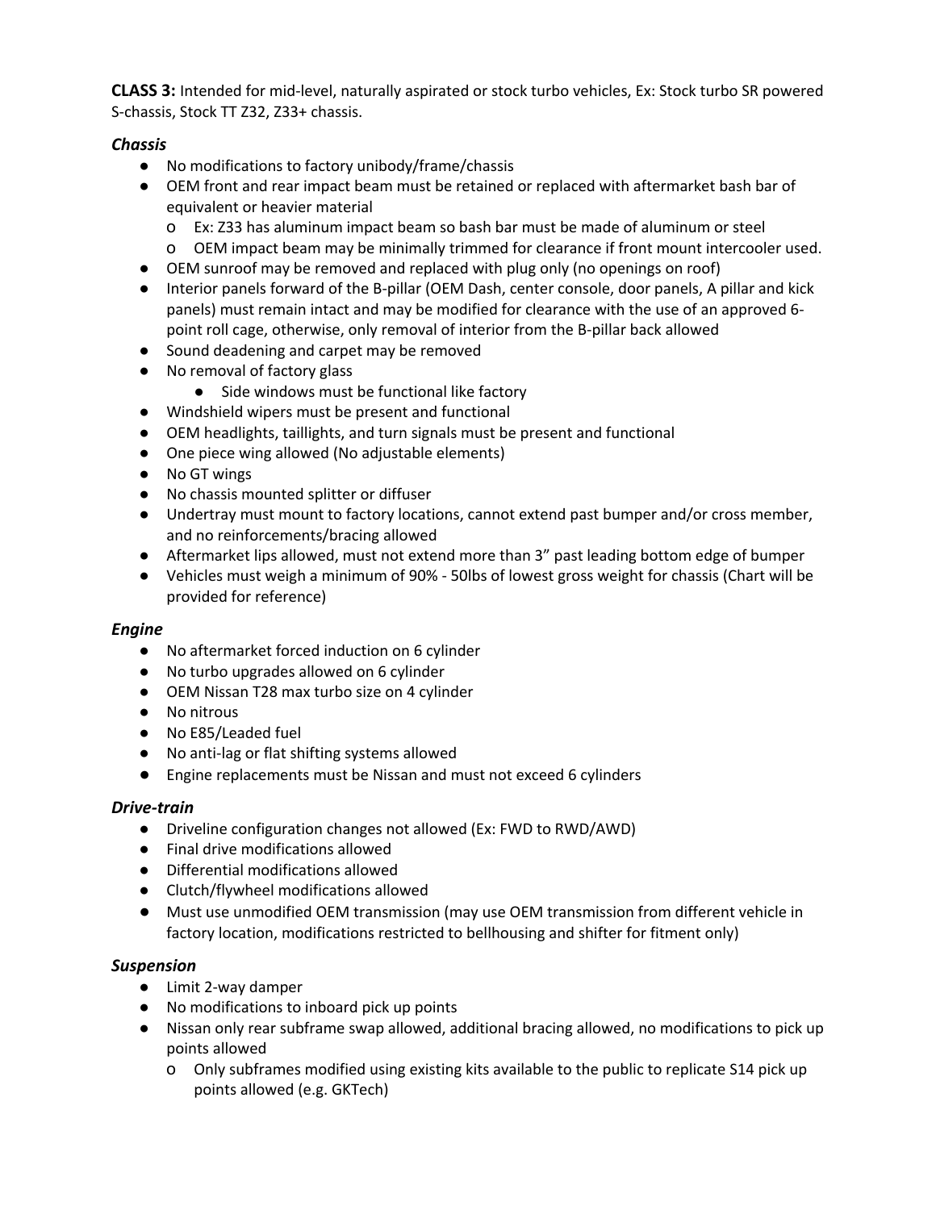**CLASS 3:** Intended for mid-level, naturally aspirated or stock turbo vehicles, Ex: Stock turbo SR powered S-chassis, Stock TT Z32, Z33+ chassis.

***Chassis***

- No modifications to factory unibody/frame/chassis
- OEM front and rear impact beam must be retained or replaced with aftermarket bash bar of equivalent or heavier material
  - Ex: Z33 has aluminum impact beam so bash bar must be made of aluminum or steel
  - OEM impact beam may be minimally trimmed for clearance if front mount intercooler used.
- OEM sunroof may be removed and replaced with plug only (no openings on roof)
- Interior panels forward of the B-pillar (OEM Dash, center console, door panels, A pillar and kick panels) must remain intact and may be modified for clearance with the use of an approved 6-point roll cage, otherwise, only removal of interior from the B-pillar back allowed
- Sound deadening and carpet may be removed
- No removal of factory glass
  - Side windows must be functional like factory
- Windshield wipers must be present and functional
- OEM headlights, taillights, and turn signals must be present and functional
- One piece wing allowed (No adjustable elements)
- No GT wings
- No chassis mounted splitter or diffuser
- Undertray must mount to factory locations, cannot extend past bumper and/or cross member, and no reinforcements/bracing allowed
- Aftermarket lips allowed, must not extend more than 3" past leading bottom edge of bumper
- Vehicles must weigh a minimum of 90% - 50lbs of lowest gross weight for chassis (Chart will be provided for reference)

***Engine***

- No aftermarket forced induction on 6 cylinder
- No turbo upgrades allowed on 6 cylinder
- OEM Nissan T28 max turbo size on 4 cylinder
- No nitrous
- No E85/Leaded fuel
- No anti-lag or flat shifting systems allowed
- Engine replacements must be Nissan and must not exceed 6 cylinders

***Drive-train***

- Driveline configuration changes not allowed (Ex: FWD to RWD/AWD)
- Final drive modifications allowed
- Differential modifications allowed
- Clutch/flywheel modifications allowed
- Must use unmodified OEM transmission (may use OEM transmission from different vehicle in factory location, modifications restricted to bellhousing and shifter for fitment only)

***Suspension***

- Limit 2-way damper
- No modifications to inboard pick up points
- Nissan only rear subframe swap allowed, additional bracing allowed, no modifications to pick up points allowed
  - Only subframes modified using existing kits available to the public to replicate S14 pick up points allowed (e.g. GKTech)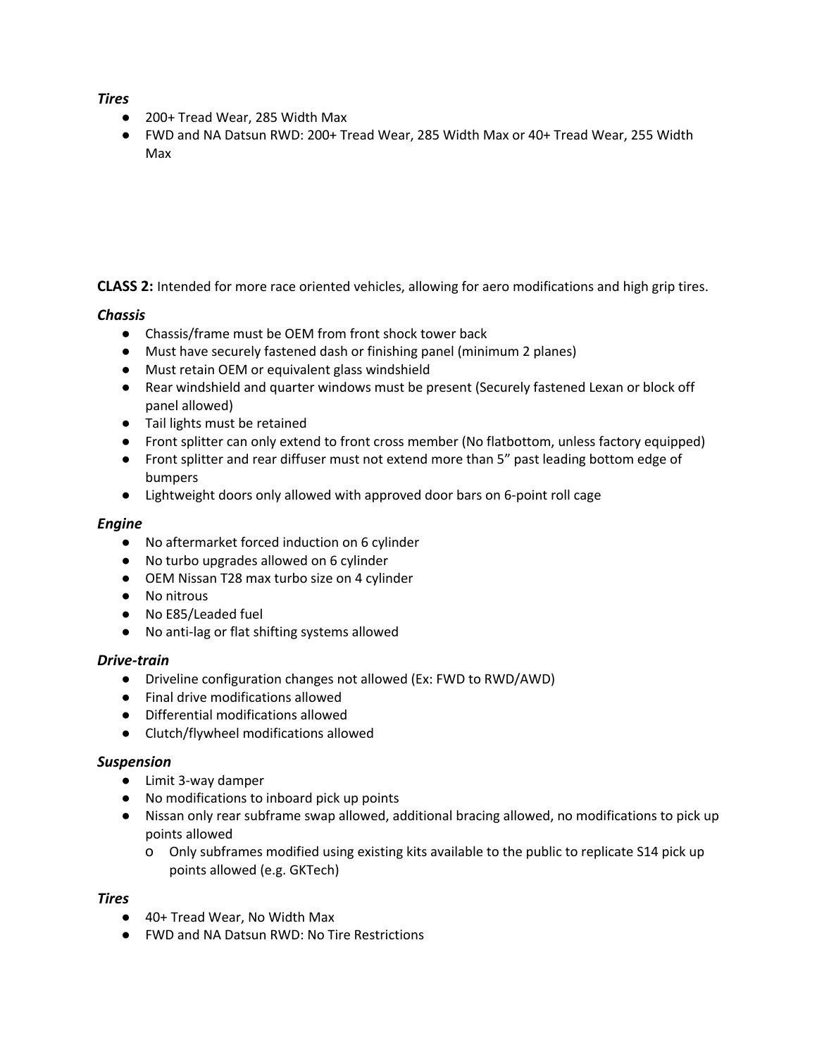### *Tires*

- 200+ Tread Wear, 285 Width Max
- FWD and NA Datsun RWD: 200+ Tread Wear, 285 Width Max or 40+ Tread Wear, 255 Width Max

**CLASS 2:** Intended for more race oriented vehicles, allowing for aero modifications and high grip tires.

### *Chassis*

- Chassis/frame must be OEM from front shock tower back
- Must have securely fastened dash or finishing panel (minimum 2 planes)
- Must retain OEM or equivalent glass windshield
- Rear windshield and quarter windows must be present (Securely fastened Lexan or block off panel allowed)
- Tail lights must be retained
- Front splitter can only extend to front cross member (No flatbottom, unless factory equipped)
- Front splitter and rear diffuser must not extend more than 5" past leading bottom edge of bumpers
- Lightweight doors only allowed with approved door bars on 6-point roll cage

### *Engine*

- No aftermarket forced induction on 6 cylinder
- No turbo upgrades allowed on 6 cylinder
- OEM Nissan T28 max turbo size on 4 cylinder
- No nitrous
- No E85/Leaded fuel
- No anti-lag or flat shifting systems allowed

### *Drive-train*

- Driveline configuration changes not allowed (Ex: FWD to RWD/AWD)
- Final drive modifications allowed
- Differential modifications allowed
- Clutch/flywheel modifications allowed

### *Suspension*

- Limit 3-way damper
- No modifications to inboard pick up points
- Nissan only rear subframe swap allowed, additional bracing allowed, no modifications to pick up points allowed
  - Only subframes modified using existing kits available to the public to replicate S14 pick up points allowed (e.g. GKTech)

### *Tires*

- 40+ Tread Wear, No Width Max
- FWD and NA Datsun RWD: No Tire Restrictions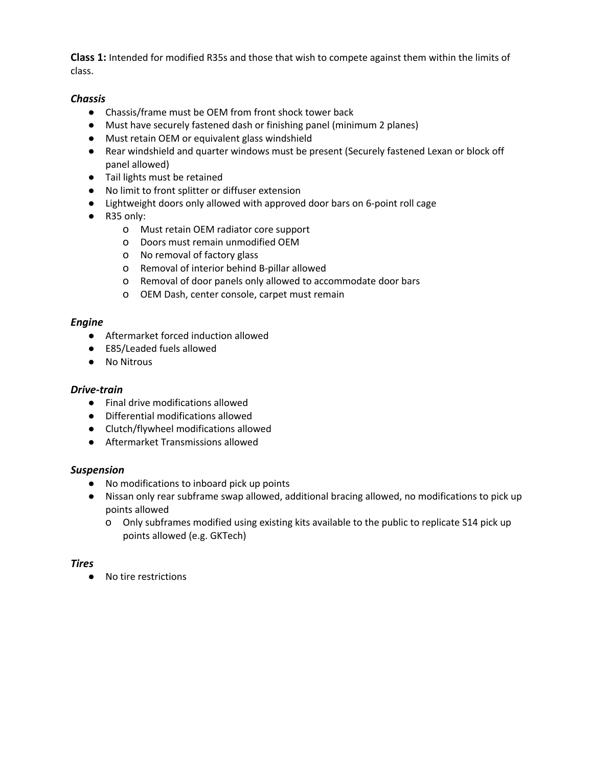**Class 1:** Intended for modified R35s and those that wish to compete against them within the limits of class.

### *Chassis*

- Chassis/frame must be OEM from front shock tower back
- Must have securely fastened dash or finishing panel (minimum 2 planes)
- Must retain OEM or equivalent glass windshield
- Rear windshield and quarter windows must be present (Securely fastened Lexan or block off panel allowed)
- Tail lights must be retained
- No limit to front splitter or diffuser extension
- Lightweight doors only allowed with approved door bars on 6-point roll cage
- R35 only:
    - Must retain OEM radiator core support
    - Doors must remain unmodified OEM
    - No removal of factory glass
    - Removal of interior behind B-pillar allowed
    - Removal of door panels only allowed to accommodate door bars
    - OEM Dash, center console, carpet must remain

### *Engine*

- Aftermarket forced induction allowed
- E85/Leaded fuels allowed
- No Nitrous

### *Drive-train*

- Final drive modifications allowed
- Differential modifications allowed
- Clutch/flywheel modifications allowed
- Aftermarket Transmissions allowed

### *Suspension*

- No modifications to inboard pick up points
- Nissan only rear subframe swap allowed, additional bracing allowed, no modifications to pick up points allowed
    - Only subframes modified using existing kits available to the public to replicate S14 pick up points allowed (e.g. GKTech)

### *Tires*

- No tire restrictions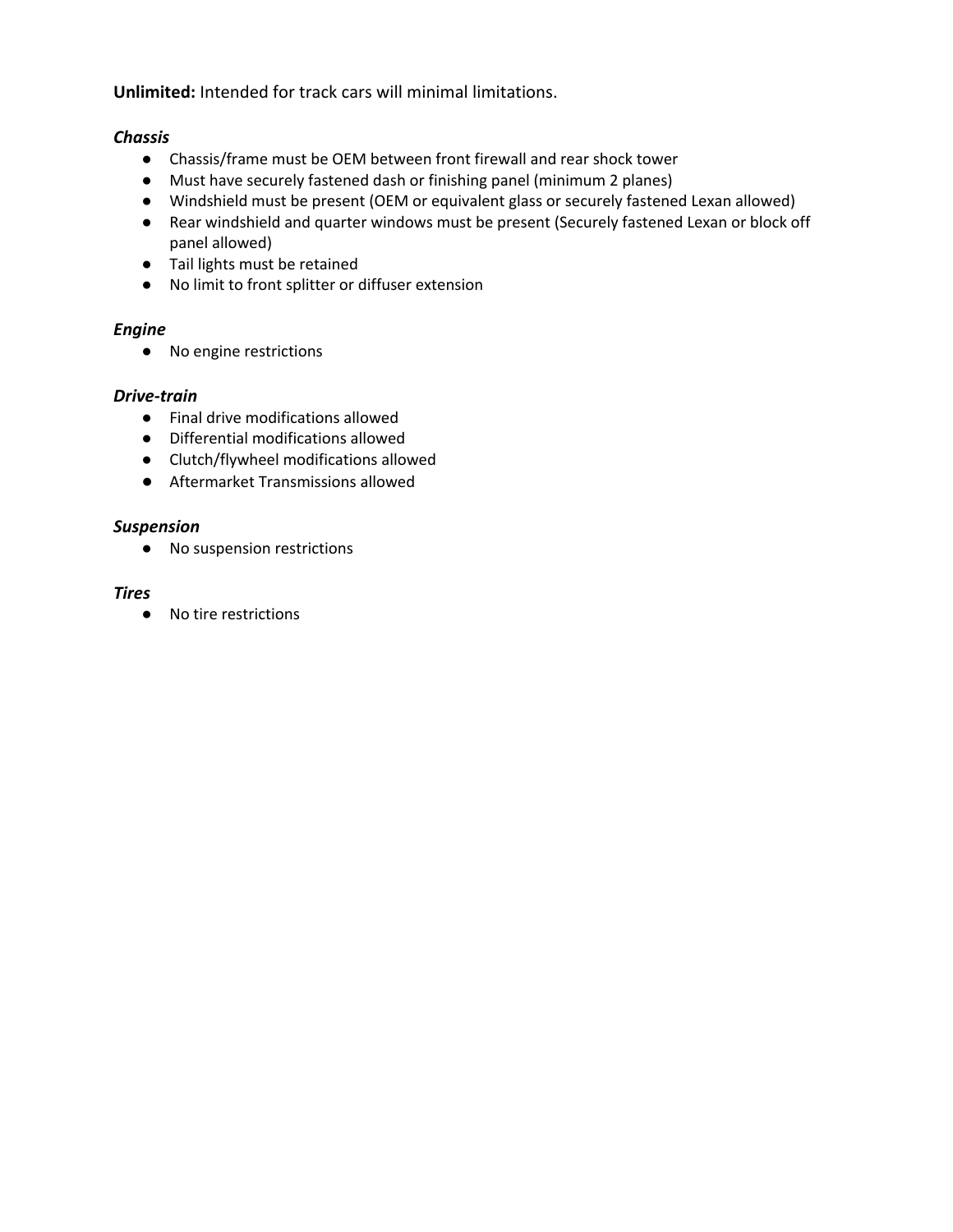**Unlimited:** Intended for track cars will minimal limitations.

### *Chassis*

- Chassis/frame must be OEM between front firewall and rear shock tower
- Must have securely fastened dash or finishing panel (minimum 2 planes)
- Windshield must be present (OEM or equivalent glass or securely fastened Lexan allowed)
- Rear windshield and quarter windows must be present (Securely fastened Lexan or block off panel allowed)
- Tail lights must be retained
- No limit to front splitter or diffuser extension

### *Engine*

- No engine restrictions

### *Drive-train*

- Final drive modifications allowed
- Differential modifications allowed
- Clutch/flywheel modifications allowed
- Aftermarket Transmissions allowed

### *Suspension*

- No suspension restrictions

### *Tires*

- No tire restrictions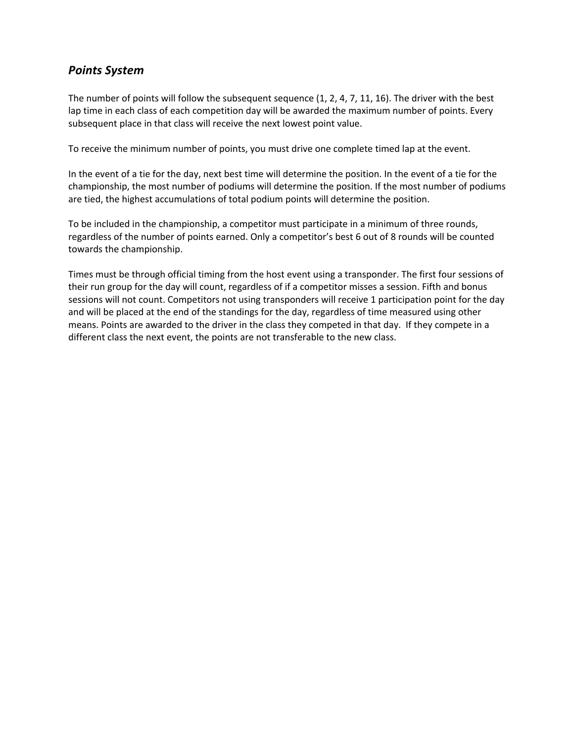## *Points System*

The number of points will follow the subsequent sequence (1, 2, 4, 7, 11, 16). The driver with the best lap time in each class of each competition day will be awarded the maximum number of points. Every subsequent place in that class will receive the next lowest point value.

To receive the minimum number of points, you must drive one complete timed lap at the event.

In the event of a tie for the day, next best time will determine the position. In the event of a tie for the championship, the most number of podiums will determine the position. If the most number of podiums are tied, the highest accumulations of total podium points will determine the position.

To be included in the championship, a competitor must participate in a minimum of three rounds, regardless of the number of points earned. Only a competitor's best 6 out of 8 rounds will be counted towards the championship.

Times must be through official timing from the host event using a transponder. The first four sessions of their run group for the day will count, regardless of if a competitor misses a session. Fifth and bonus sessions will not count. Competitors not using transponders will receive 1 participation point for the day and will be placed at the end of the standings for the day, regardless of time measured using other means. Points are awarded to the driver in the class they competed in that day. If they compete in a different class the next event, the points are not transferable to the new class.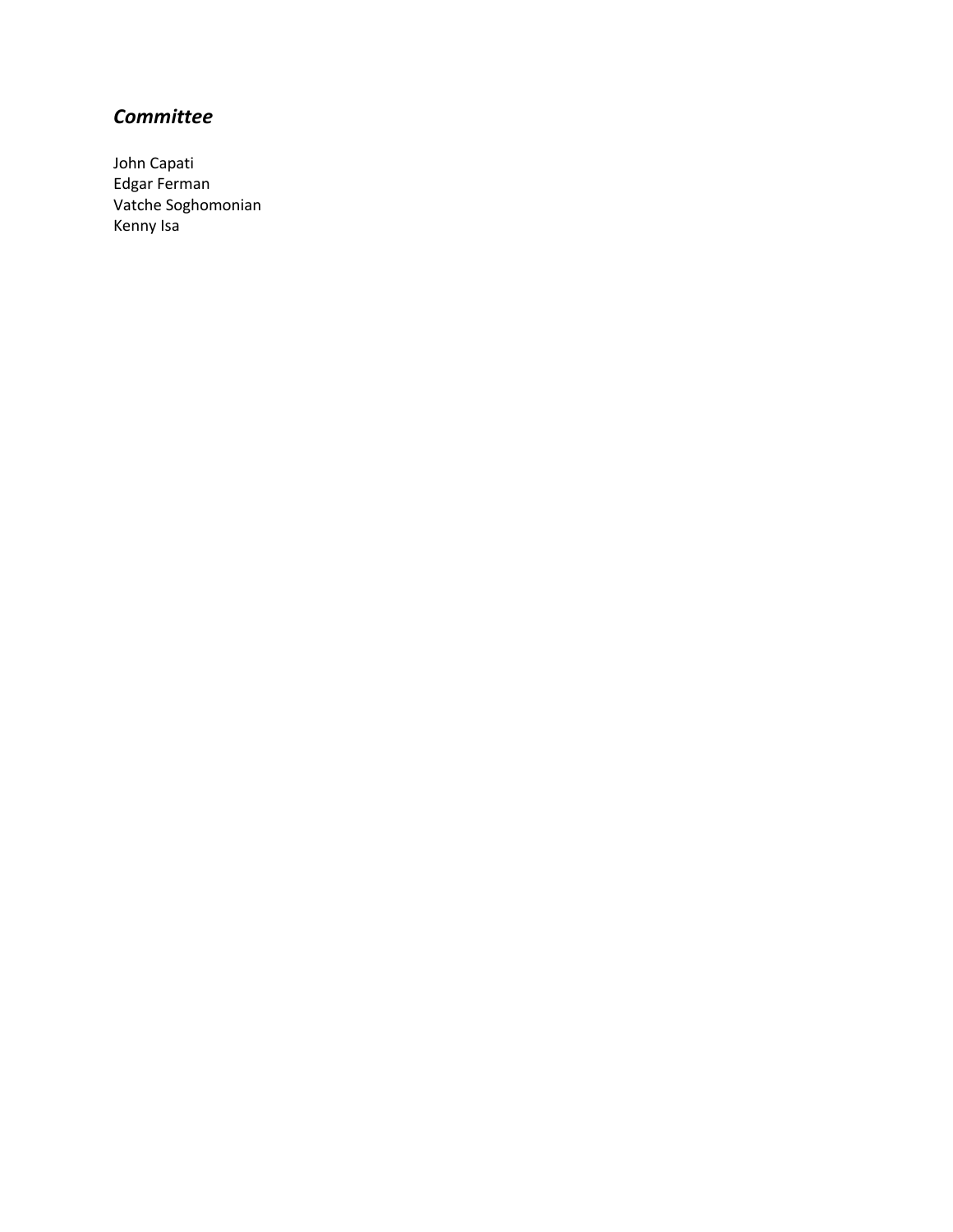## *Committee*

John Capati
Edgar Ferman
Vatche Soghomonian
Kenny Isa